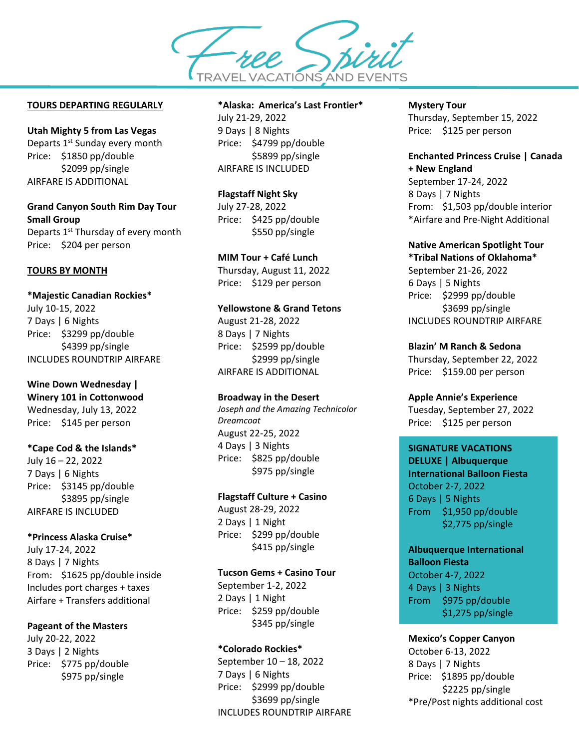# Free Spirit

TRAVEL VACATIONS AND EVENTS

## TOURS DEPARTING REGULARLY

**Utah Mighty 5 from Las Vegas**
Departs 1st Sunday every month
Price: $1850 pp/double
$2099 pp/single
AIRFARE IS ADDITIONAL

**Grand Canyon South Rim Day Tour Small Group**
Departs 1st Thursday of every month
Price: $204 per person

## TOURS BY MONTH

**\*Majestic Canadian Rockies\***
July 10-15, 2022
7 Days | 6 Nights
Price: $3299 pp/double
$4399 pp/single
INCLUDES ROUNDTRIP AIRFARE

**Wine Down Wednesday | Winery 101 in Cottonwood**
Wednesday, July 13, 2022
Price: $145 per person

**\*Cape Cod & the Islands\***
July 16 – 22, 2022
7 Days | 6 Nights
Price: $3145 pp/double
$3895 pp/single
AIRFARE IS INCLUDED

**\*Princess Alaska Cruise\***
July 17-24, 2022
8 Days | 7 Nights
From: $1625 pp/double inside
Includes port charges + taxes
Airfare + Transfers additional

**Pageant of the Masters**
July 20-22, 2022
3 Days | 2 Nights
Price: $775 pp/double
$975 pp/single

**\*Alaska: America's Last Frontier\***
July 21-29, 2022
9 Days | 8 Nights
Price: $4799 pp/double
$5899 pp/single
AIRFARE IS INCLUDED

**Flagstaff Night Sky**
July 27-28, 2022
Price: $425 pp/double
$550 pp/single

**MIM Tour + Café Lunch**
Thursday, August 11, 2022
Price: $129 per person

**Yellowstone & Grand Tetons**
August 21-28, 2022
8 Days | 7 Nights
Price: $2599 pp/double
$2999 pp/single
AIRFARE IS ADDITIONAL

**Broadway in the Desert**
*Joseph and the Amazing Technicolor Dreamcoat*
August 22-25, 2022
4 Days | 3 Nights
Price: $825 pp/double
$975 pp/single

**Flagstaff Culture + Casino**
August 28-29, 2022
2 Days | 1 Night
Price: $299 pp/double
$415 pp/single

**Tucson Gems + Casino Tour**
September 1-2, 2022
2 Days | 1 Night
Price: $259 pp/double
$345 pp/single

**\*Colorado Rockies\***
September 10 – 18, 2022
7 Days | 6 Nights
Price: $2999 pp/double
$3699 pp/single
INCLUDES ROUNDTRIP AIRFARE

**Mystery Tour**
Thursday, September 15, 2022
Price: $125 per person

**Enchanted Princess Cruise | Canada + New England**
September 17-24, 2022
8 Days | 7 Nights
From: $1,503 pp/double interior
\*Airfare and Pre-Night Additional

**Native American Spotlight Tour \*Tribal Nations of Oklahoma\***
September 21-26, 2022
6 Days | 5 Nights
Price: $2999 pp/double
$3699 pp/single
INCLUDES ROUNDTRIP AIRFARE

**Blazin' M Ranch & Sedona**
Thursday, September 22, 2022
Price: $159.00 per person

**Apple Annie's Experience**
Tuesday, September 27, 2022
Price: $125 per person

**SIGNATURE VACATIONS DELUXE | Albuquerque International Balloon Fiesta**
October 2-7, 2022
6 Days | 5 Nights
From $1,950 pp/double
$2,775 pp/single

**Albuquerque International Balloon Fiesta**
October 4-7, 2022
4 Days | 3 Nights
From $975 pp/double
$1,275 pp/single

**Mexico's Copper Canyon**
October 6-13, 2022
8 Days | 7 Nights
Price: $1895 pp/double
$2225 pp/single
\*Pre/Post nights additional cost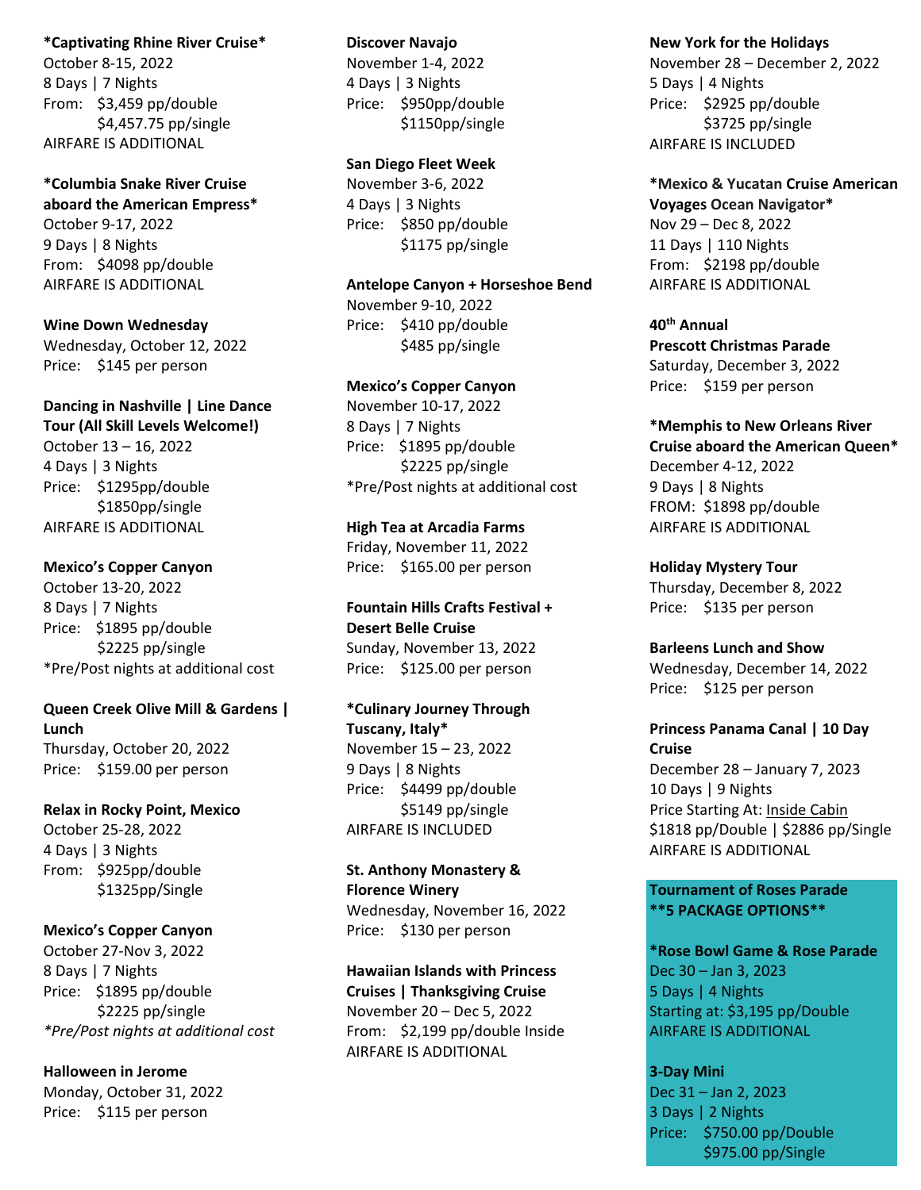**\*Captivating Rhine River Cruise\***
October 8-15, 2022
8 Days | 7 Nights
From: $3,459 pp/double
$4,457.75 pp/single
AIRFARE IS ADDITIONAL

**\*Columbia Snake River Cruise aboard the American Empress\***
October 9-17, 2022
9 Days | 8 Nights
From: $4098 pp/double
AIRFARE IS ADDITIONAL

**Wine Down Wednesday**
Wednesday, October 12, 2022
Price: $145 per person

**Dancing in Nashville | Line Dance Tour (All Skill Levels Welcome!)**
October 13 – 16, 2022
4 Days | 3 Nights
Price: $1295pp/double
$1850pp/single
AIRFARE IS ADDITIONAL

**Mexico's Copper Canyon**
October 13-20, 2022
8 Days | 7 Nights
Price: $1895 pp/double
$2225 pp/single
*Pre/Post nights at additional cost

**Queen Creek Olive Mill & Gardens | Lunch**
Thursday, October 20, 2022
Price: $159.00 per person

**Relax in Rocky Point, Mexico**
October 25-28, 2022
4 Days | 3 Nights
From: $925pp/double
$1325pp/Single

**Mexico's Copper Canyon**
October 27-Nov 3, 2022
8 Days | 7 Nights
Price: $1895 pp/double
$2225 pp/single
*\*Pre/Post nights at additional cost*

**Halloween in Jerome**
Monday, October 31, 2022
Price: $115 per person

**Discover Navajo**
November 1-4, 2022
4 Days | 3 Nights
Price: $950pp/double
$1150pp/single

**San Diego Fleet Week**
November 3-6, 2022
4 Days | 3 Nights
Price: $850 pp/double
$1175 pp/single

**Antelope Canyon + Horseshoe Bend**
November 9-10, 2022
Price: $410 pp/double
$485 pp/single

**Mexico's Copper Canyon**
November 10-17, 2022
8 Days | 7 Nights
Price: $1895 pp/double
$2225 pp/single
*Pre/Post nights at additional cost

**High Tea at Arcadia Farms**
Friday, November 11, 2022
Price: $165.00 per person

**Fountain Hills Crafts Festival + Desert Belle Cruise**
Sunday, November 13, 2022
Price: $125.00 per person

**\*Culinary Journey Through Tuscany, Italy\***
November 15 – 23, 2022
9 Days | 8 Nights
Price: $4499 pp/double
$5149 pp/single
AIRFARE IS INCLUDED

**St. Anthony Monastery & Florence Winery**
Wednesday, November 16, 2022
Price: $130 per person

**Hawaiian Islands with Princess Cruises | Thanksgiving Cruise**
November 20 – Dec 5, 2022
From: $2,199 pp/double Inside
AIRFARE IS ADDITIONAL

**New York for the Holidays**
November 28 – December 2, 2022
5 Days | 4 Nights
Price: $2925 pp/double
$3725 pp/single
AIRFARE IS INCLUDED

**\*Mexico & Yucatan Cruise American Voyages Ocean Navigator\***
Nov 29 – Dec 8, 2022
11 Days | 110 Nights
From: $2198 pp/double
AIRFARE IS ADDITIONAL

**40th Annual Prescott Christmas Parade**
Saturday, December 3, 2022
Price: $159 per person

**\*Memphis to New Orleans River Cruise aboard the American Queen\***
December 4-12, 2022
9 Days | 8 Nights
FROM: $1898 pp/double
AIRFARE IS ADDITIONAL

**Holiday Mystery Tour**
Thursday, December 8, 2022
Price: $135 per person

**Barleens Lunch and Show**
Wednesday, December 14, 2022
Price: $125 per person

**Princess Panama Canal | 10 Day Cruise**
December 28 – January 7, 2023
10 Days | 9 Nights
Price Starting At: Inside Cabin
$1818 pp/Double | $2886 pp/Single
AIRFARE IS ADDITIONAL

**Tournament of Roses Parade**
**\*\*5 PACKAGE OPTIONS\*\***

**\*Rose Bowl Game & Rose Parade**
Dec 30 – Jan 3, 2023
5 Days | 4 Nights
Starting at: $3,195 pp/Double
AIRFARE IS ADDITIONAL

**3-Day Mini**
Dec 31 – Jan 2, 2023
3 Days | 2 Nights
Price: $750.00 pp/Double
$975.00 pp/Single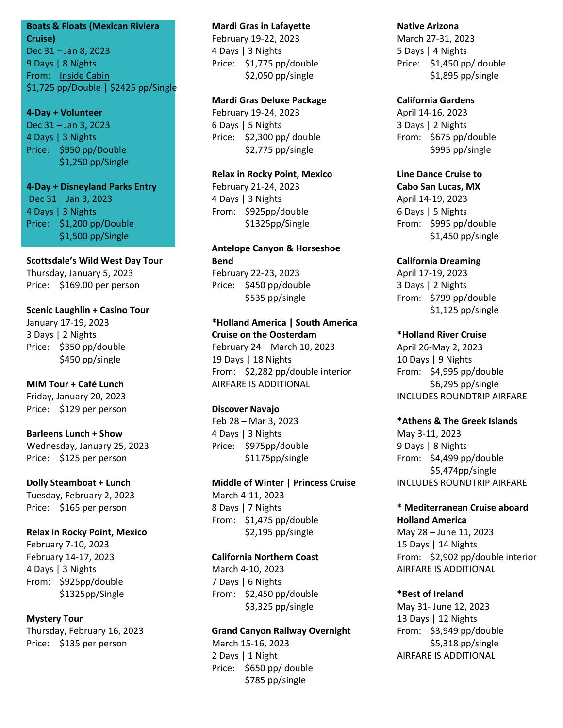**Boats & Floats (Mexican Riviera Cruise)**
Dec 31 – Jan 8, 2023
9 Days | 8 Nights
From: Inside Cabin
$1,725 pp/Double | $2425 pp/Single

**4-Day + Volunteer**
Dec 31 – Jan 3, 2023
4 Days | 3 Nights
Price: $950 pp/Double
$1,250 pp/Single

**4-Day + Disneyland Parks Entry**
Dec 31 – Jan 3, 2023
4 Days | 3 Nights
Price: $1,200 pp/Double
$1,500 pp/Single

**Scottsdale's Wild West Day Tour**
Thursday, January 5, 2023
Price: $169.00 per person

**Scenic Laughlin + Casino Tour**
January 17-19, 2023
3 Days | 2 Nights
Price: $350 pp/double
$450 pp/single

**MIM Tour + Café Lunch**
Friday, January 20, 2023
Price: $129 per person

**Barleens Lunch + Show**
Wednesday, January 25, 2023
Price: $125 per person

**Dolly Steamboat + Lunch**
Tuesday, February 2, 2023
Price: $165 per person

**Relax in Rocky Point, Mexico**
February 7-10, 2023
February 14-17, 2023
4 Days | 3 Nights
From: $925pp/double
$1325pp/Single

**Mystery Tour**
Thursday, February 16, 2023
Price: $135 per person

**Mardi Gras in Lafayette**
February 19-22, 2023
4 Days | 3 Nights
Price: $1,775 pp/double
$2,050 pp/single

**Mardi Gras Deluxe Package**
February 19-24, 2023
6 Days | 5 Nights
Price: $2,300 pp/ double
$2,775 pp/single

**Relax in Rocky Point, Mexico**
February 21-24, 2023
4 Days | 3 Nights
From: $925pp/double
$1325pp/Single

**Antelope Canyon & Horseshoe Bend**
February 22-23, 2023
Price: $450 pp/double
$535 pp/single

**\*Holland America | South America Cruise on the Oosterdam**
February 24 – March 10, 2023
19 Days | 18 Nights
From: $2,282 pp/double interior
AIRFARE IS ADDITIONAL

**Discover Navajo**
Feb 28 – Mar 3, 2023
4 Days | 3 Nights
Price: $975pp/double
$1175pp/single

**Middle of Winter | Princess Cruise**
March 4-11, 2023
8 Days | 7 Nights
From: $1,475 pp/double
$2,195 pp/single

**California Northern Coast**
March 4-10, 2023
7 Days | 6 Nights
From: $2,450 pp/double
$3,325 pp/single

**Grand Canyon Railway Overnight**
March 15-16, 2023
2 Days | 1 Night
Price: $650 pp/ double
$785 pp/single

**Native Arizona**
March 27-31, 2023
5 Days | 4 Nights
Price: $1,450 pp/ double
$1,895 pp/single

**California Gardens**
April 14-16, 2023
3 Days | 2 Nights
From: $675 pp/double
$995 pp/single

**Line Dance Cruise to Cabo San Lucas, MX**
April 14-19, 2023
6 Days | 5 Nights
From: $995 pp/double
$1,450 pp/single

**California Dreaming**
April 17-19, 2023
3 Days | 2 Nights
From: $799 pp/double
$1,125 pp/single

**\*Holland River Cruise**
April 26-May 2, 2023
10 Days | 9 Nights
From: $4,995 pp/double
$6,295 pp/single
INCLUDES ROUNDTRIP AIRFARE

**\*Athens & The Greek Islands**
May 3-11, 2023
9 Days | 8 Nights
From: $4,499 pp/double
$5,474pp/single
INCLUDES ROUNDTRIP AIRFARE

**\* Mediterranean Cruise aboard Holland America**
May 28 – June 11, 2023
15 Days | 14 Nights
From: $2,902 pp/double interior
AIRFARE IS ADDITIONAL

**\*Best of Ireland**
May 31- June 12, 2023
13 Days | 12 Nights
From: $3,949 pp/double
$5,318 pp/single
AIRFARE IS ADDITIONAL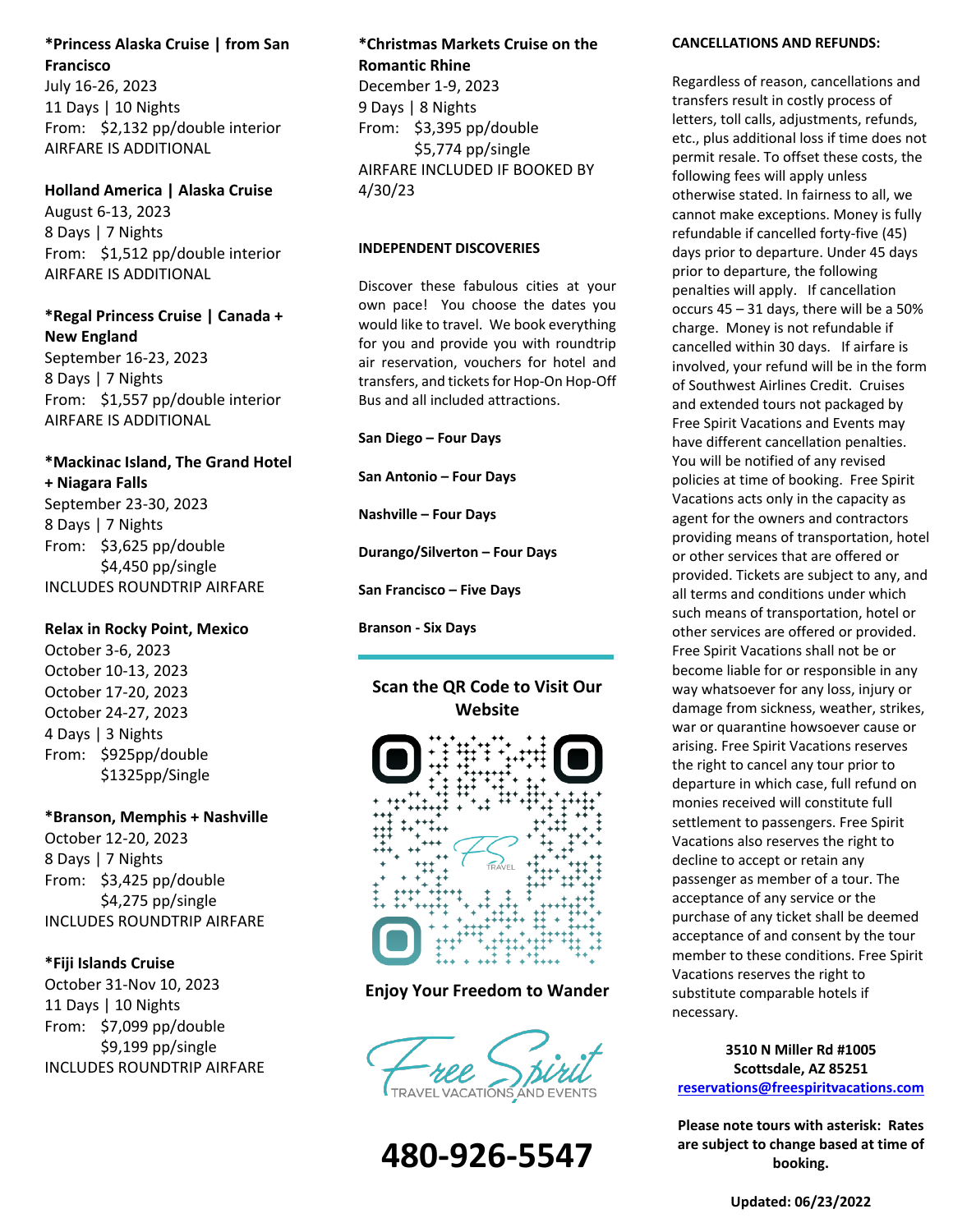**\*Princess Alaska Cruise | from San Francisco**
July 16-26, 2023
11 Days | 10 Nights
From: $2,132 pp/double interior
AIRFARE IS ADDITIONAL

**Holland America | Alaska Cruise**
August 6-13, 2023
8 Days | 7 Nights
From: $1,512 pp/double interior
AIRFARE IS ADDITIONAL

**\*Regal Princess Cruise | Canada + New England**
September 16-23, 2023
8 Days | 7 Nights
From: $1,557 pp/double interior
AIRFARE IS ADDITIONAL

**\*Mackinac Island, The Grand Hotel + Niagara Falls**
September 23-30, 2023
8 Days | 7 Nights
From: $3,625 pp/double
$4,450 pp/single
INCLUDES ROUNDTRIP AIRFARE

**Relax in Rocky Point, Mexico**
October 3-6, 2023
October 10-13, 2023
October 17-20, 2023
October 24-27, 2023
4 Days | 3 Nights
From: $925pp/double
$1325pp/Single

**\*Branson, Memphis + Nashville**
October 12-20, 2023
8 Days | 7 Nights
From: $3,425 pp/double
$4,275 pp/single
INCLUDES ROUNDTRIP AIRFARE

**\*Fiji Islands Cruise**
October 31-Nov 10, 2023
11 Days | 10 Nights
From: $7,099 pp/double
$9,199 pp/single
INCLUDES ROUNDTRIP AIRFARE

**\*Christmas Markets Cruise on the Romantic Rhine**
December 1-9, 2023
9 Days | 8 Nights
From: $3,395 pp/double
$5,774 pp/single
AIRFARE INCLUDED IF BOOKED BY 4/30/23

**INDEPENDENT DISCOVERIES**

Discover these fabulous cities at your own pace! You choose the dates you would like to travel. We book everything for you and provide you with roundtrip air reservation, vouchers for hotel and transfers, and tickets for Hop-On Hop-Off Bus and all included attractions.

**San Diego – Four Days**

**San Antonio – Four Days**

**Nashville – Four Days**

**Durango/Silverton – Four Days**

**San Francisco – Five Days**

**Branson - Six Days**

**Scan the QR Code to Visit Our Website**

**Enjoy Your Freedom to Wander**

Free Spirit
TRAVEL VACATIONS AND EVENTS

**480-926-5547**

**CANCELLATIONS AND REFUNDS:**

Regardless of reason, cancellations and transfers result in costly process of letters, toll calls, adjustments, refunds, etc., plus additional loss if time does not permit resale. To offset these costs, the following fees will apply unless otherwise stated. In fairness to all, we cannot make exceptions. Money is fully refundable if cancelled forty-five (45) days prior to departure. Under 45 days prior to departure, the following penalties will apply. If cancellation occurs 45 – 31 days, there will be a 50% charge. Money is not refundable if cancelled within 30 days. If airfare is involved, your refund will be in the form of Southwest Airlines Credit. Cruises and extended tours not packaged by Free Spirit Vacations and Events may have different cancellation penalties. You will be notified of any revised policies at time of booking. Free Spirit Vacations acts only in the capacity as agent for the owners and contractors providing means of transportation, hotel or other services that are offered or provided. Tickets are subject to any, and all terms and conditions under which such means of transportation, hotel or other services are offered or provided. Free Spirit Vacations shall not be or become liable for or responsible in any way whatsoever for any loss, injury or damage from sickness, weather, strikes, war or quarantine howsoever cause or arising. Free Spirit Vacations reserves the right to cancel any tour prior to departure in which case, full refund on monies received will constitute full settlement to passengers. Free Spirit Vacations also reserves the right to decline to accept or retain any passenger as member of a tour. The acceptance of any service or the purchase of any ticket shall be deemed acceptance of and consent by the tour member to these conditions. Free Spirit Vacations reserves the right to substitute comparable hotels if necessary.

**3510 N Miller Rd #1005**
**Scottsdale, AZ 85251**
**reservations@freespiritvacations.com**

**Please note tours with asterisk: Rates are subject to change based at time of booking.**

**Updated: 06/23/2022**